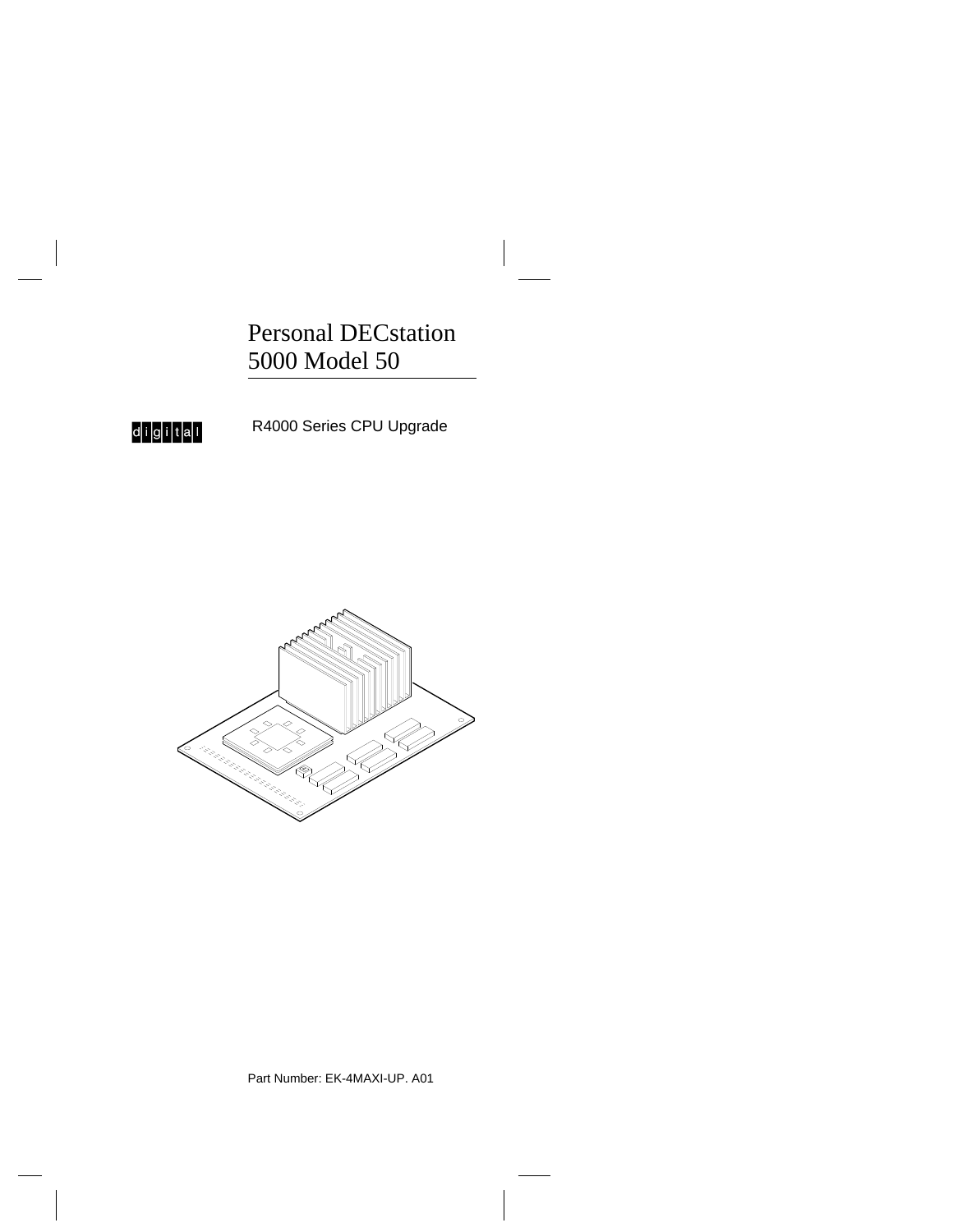# Personal DECstation 5000 Model 50

digital

R4000 Series CPU Upgrade

Part Number: EK-4MAXI-UP. A01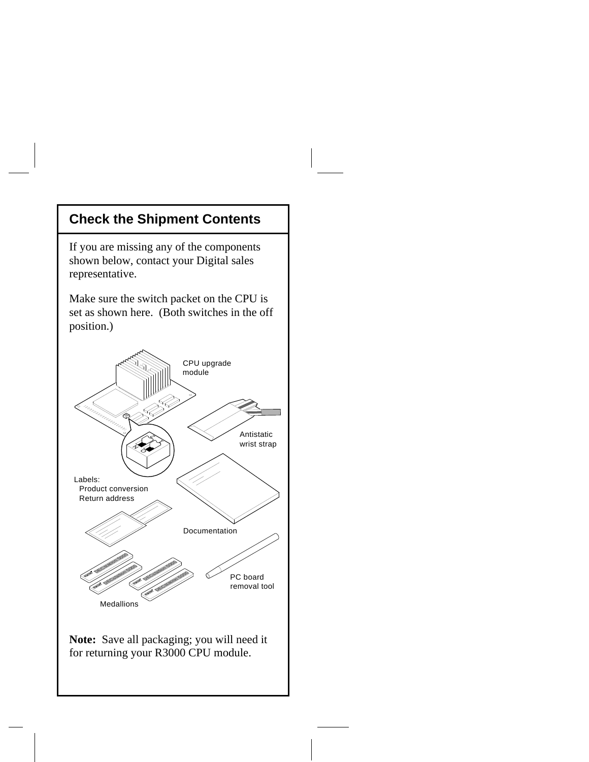## Check the Shipment Contents

If you are missing any of the components shown below, contact your Digital sales representative.

Make sure the switch packet on the CPU is set as shown here. (Both switches in the off position.)

CPU upgrade module

Antistatic wrist strap

Labels:
Product conversion
Return address

Documentation

PC board removal tool

Medallions

**Note:** Save all packaging; you will need it for returning your R3000 CPU module.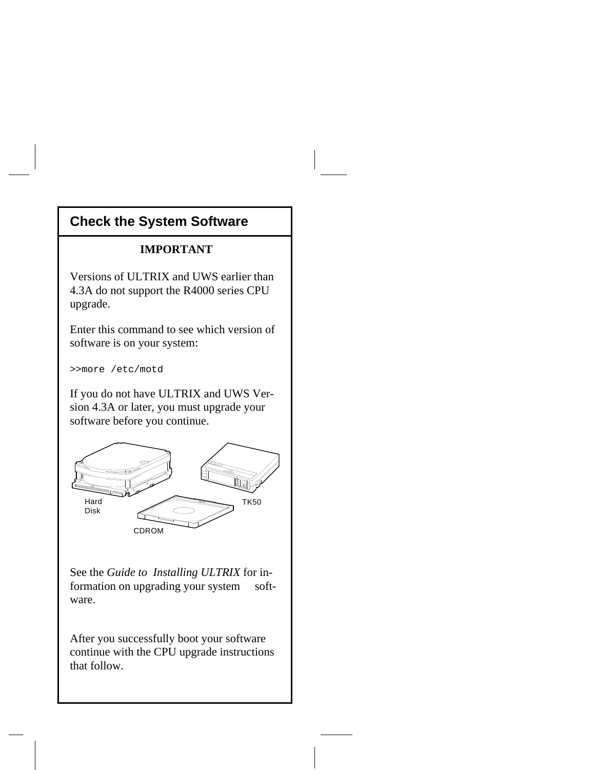## Check the System Software

**IMPORTANT**

Versions of ULTRIX and UWS earlier than 4.3A do not support the R4000 series CPU upgrade.

Enter this command to see which version of software is on your system:

```
>>more /etc/motd
```

If you do not have ULTRIX and UWS Version 4.3A or later, you must upgrade your software before you continue.

Hard Disk

TK50

CDROM

See the *Guide to Installing ULTRIX* for information on upgrading your system software.

After you successfully boot your software continue with the CPU upgrade instructions that follow.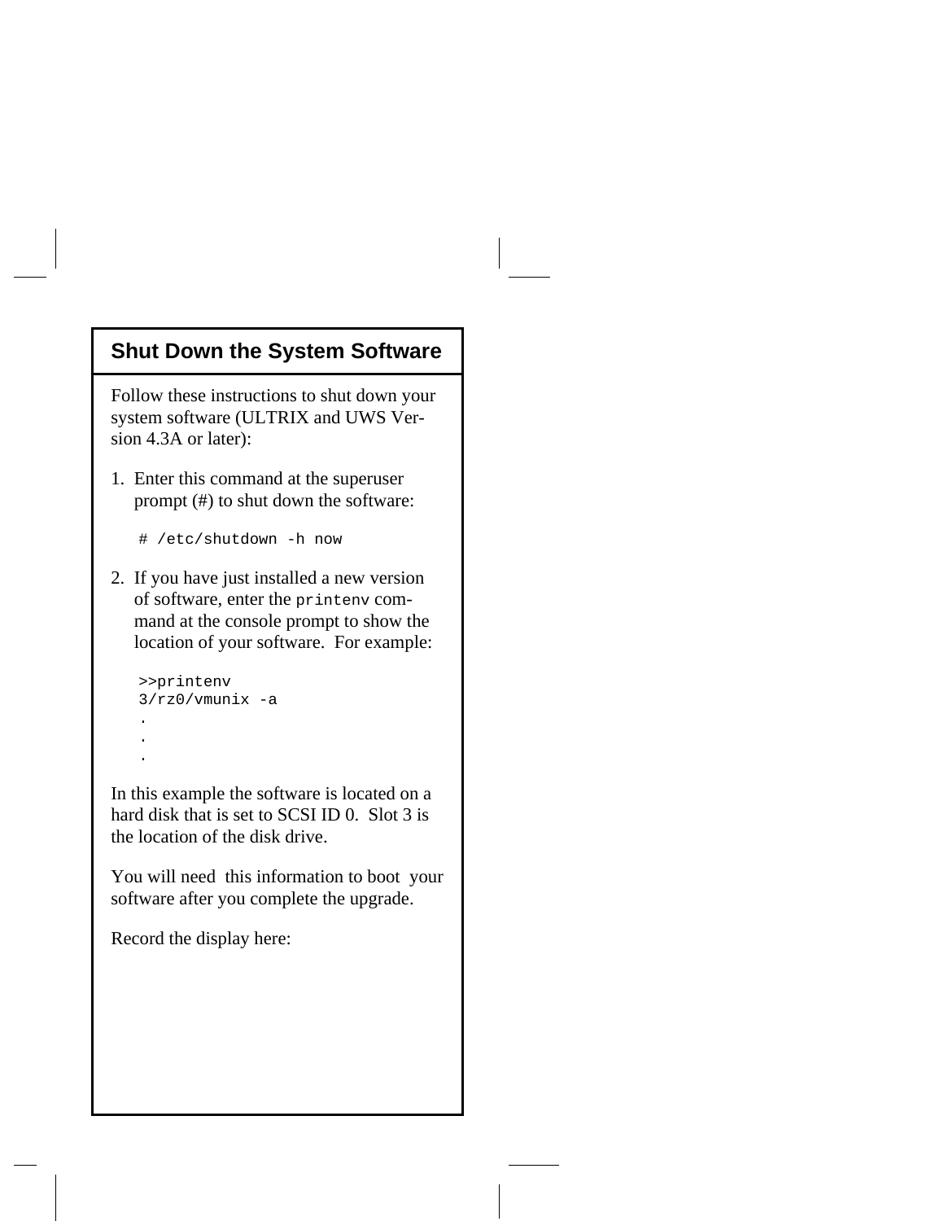## Shut Down the System Software

Follow these instructions to shut down your system software (ULTRIX and UWS Version 4.3A or later):

1. Enter this command at the superuser prompt (#) to shut down the software:

   ```
   # /etc/shutdown -h now
   ```

2. If you have just installed a new version of software, enter the `printenv` command at the console prompt to show the location of your software. For example:

   ```
   >>printenv
   3/rz0/vmunix -a
   .
   .
   .
   ```

In this example the software is located on a hard disk that is set to SCSI ID 0. Slot 3 is the location of the disk drive.

You will need this information to boot your software after you complete the upgrade.

Record the display here: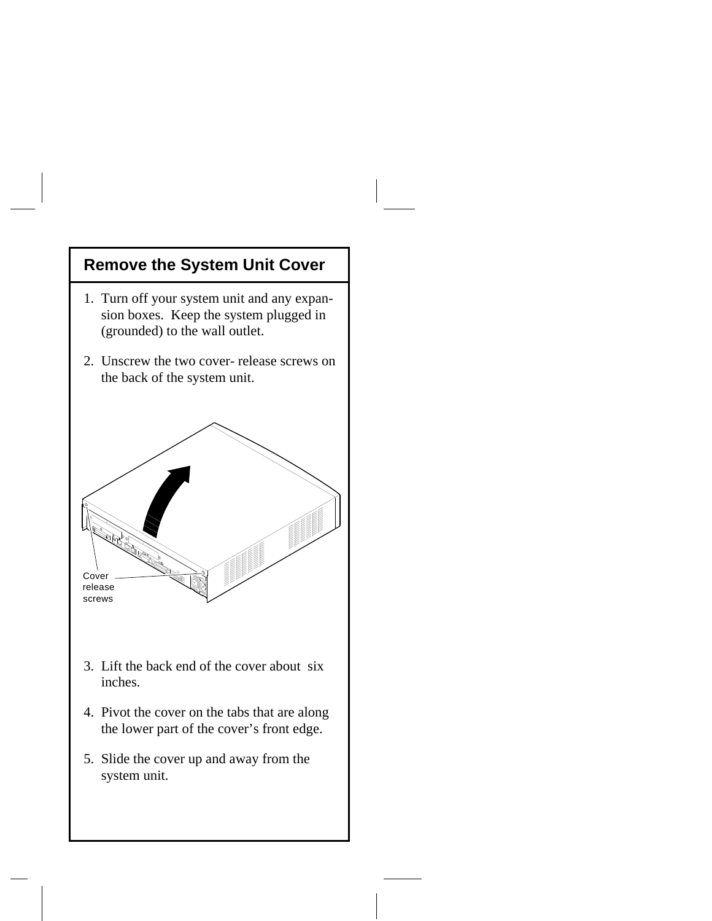## Remove the System Unit Cover

1. Turn off your system unit and any expansion boxes. Keep the system plugged in (grounded) to the wall outlet.

2. Unscrew the two cover- release screws on the back of the system unit.

Cover release screws

3. Lift the back end of the cover about six inches.

4. Pivot the cover on the tabs that are along the lower part of the cover's front edge.

5. Slide the cover up and away from the system unit.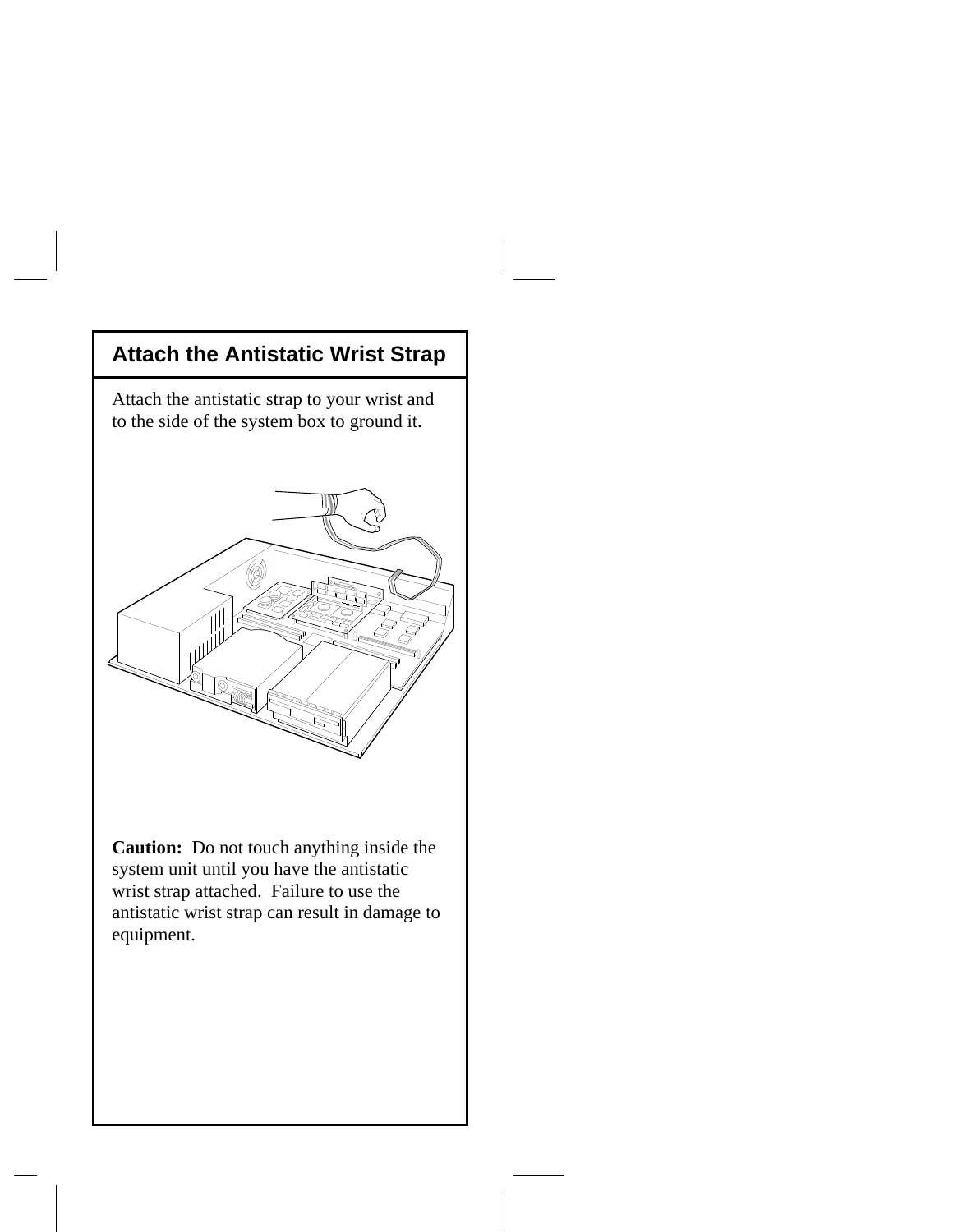## Attach the Antistatic Wrist Strap

Attach the antistatic strap to your wrist and to the side of the system box to ground it.

**Caution:** Do not touch anything inside the system unit until you have the antistatic wrist strap attached. Failure to use the antistatic wrist strap can result in damage to equipment.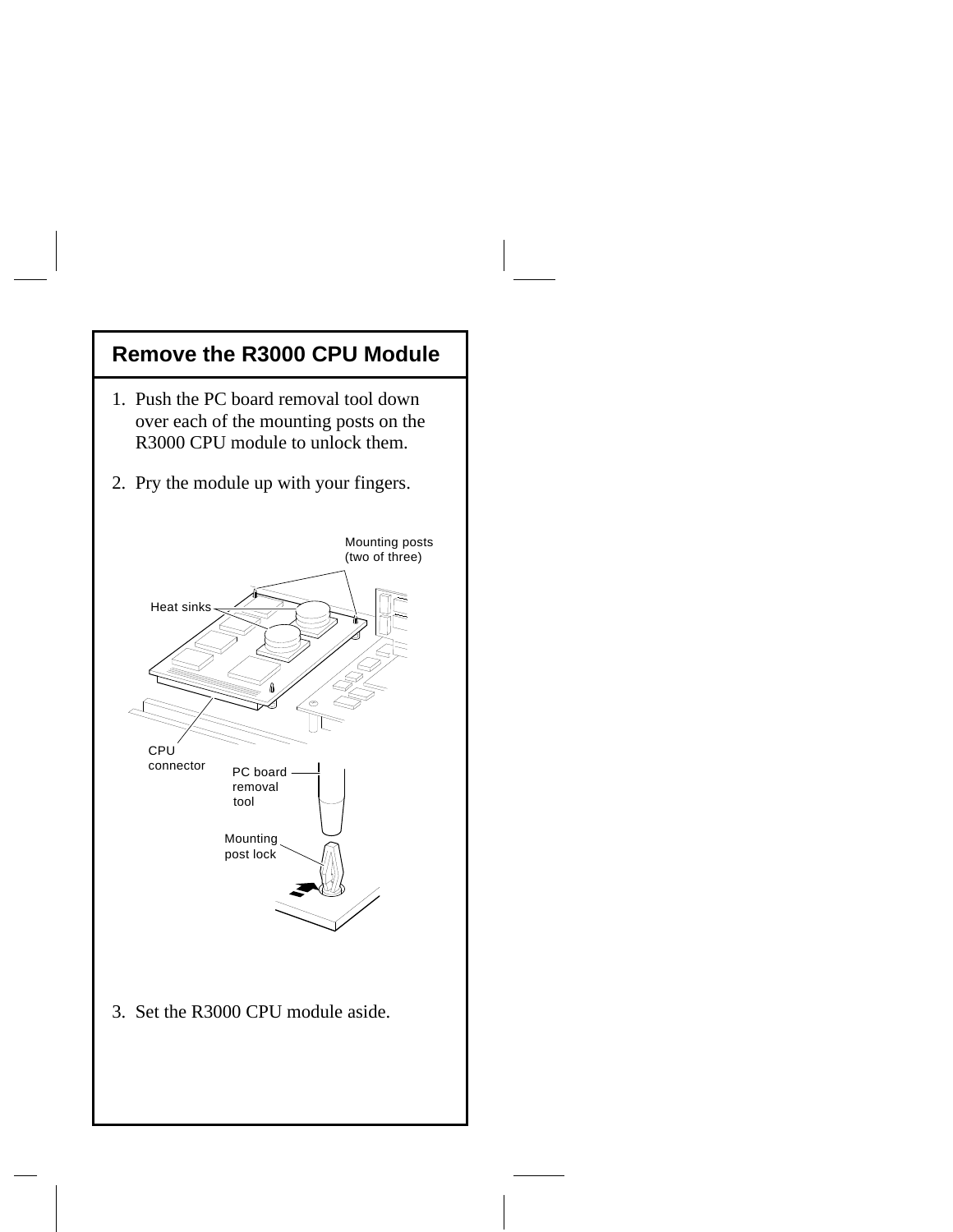## Remove the R3000 CPU Module

1. Push the PC board removal tool down over each of the mounting posts on the R3000 CPU module to unlock them.

2. Pry the module up with your fingers.

Mounting posts (two of three)

Heat sinks

CPU connector

PC board removal tool

Mounting post lock

3. Set the R3000 CPU module aside.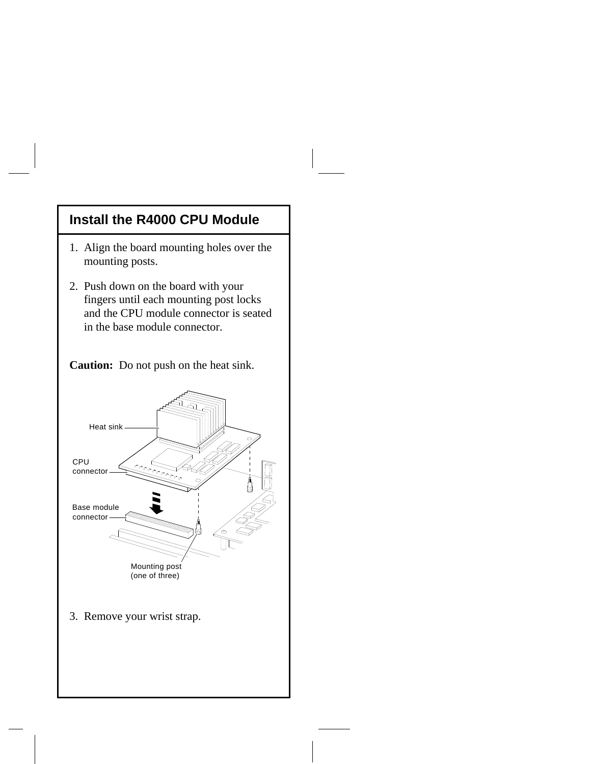## Install the R4000 CPU Module

1. Align the board mounting holes over the mounting posts.

2. Push down on the board with your fingers until each mounting post locks and the CPU module connector is seated in the base module connector.

**Caution:** Do not push on the heat sink.

Heat sink

CPU connector

Base module connector

Mounting post (one of three)

3. Remove your wrist strap.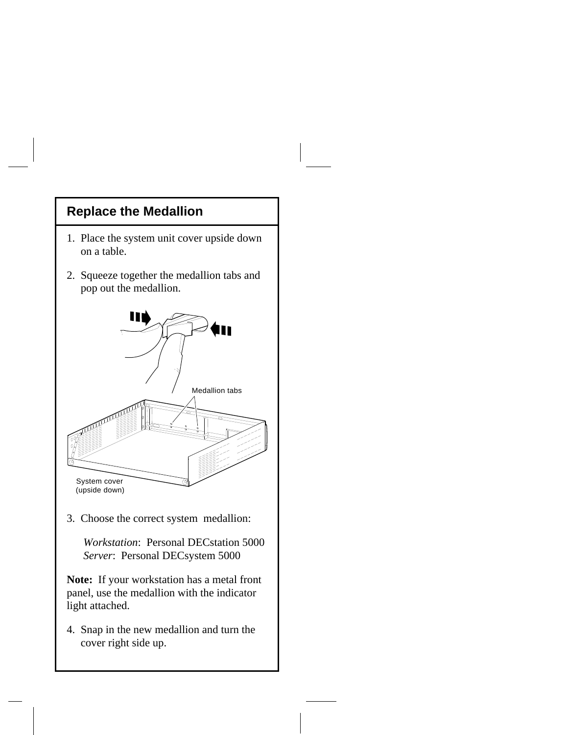## Replace the Medallion

1. Place the system unit cover upside down on a table.

2. Squeeze together the medallion tabs and pop out the medallion.

Medallion tabs

System cover (upside down)

3. Choose the correct system medallion:

   *Workstation*: Personal DECstation 5000
   *Server*: Personal DECsystem 5000

**Note:** If your workstation has a metal front panel, use the medallion with the indicator light attached.

4. Snap in the new medallion and turn the cover right side up.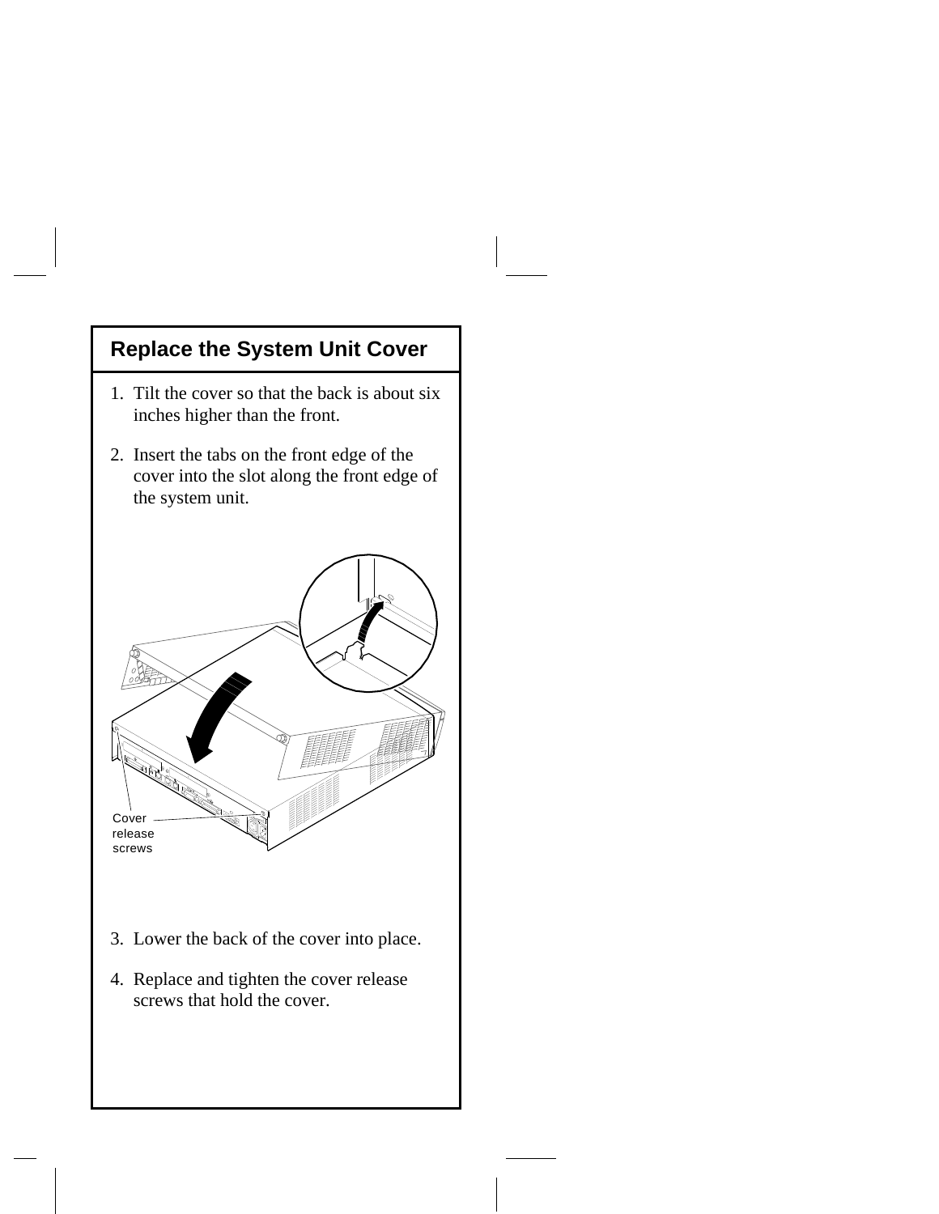## Replace the System Unit Cover

1. Tilt the cover so that the back is about six inches higher than the front.
2. Insert the tabs on the front edge of the cover into the slot along the front edge of the system unit.

Cover release screws

3. Lower the back of the cover into place.
4. Replace and tighten the cover release screws that hold the cover.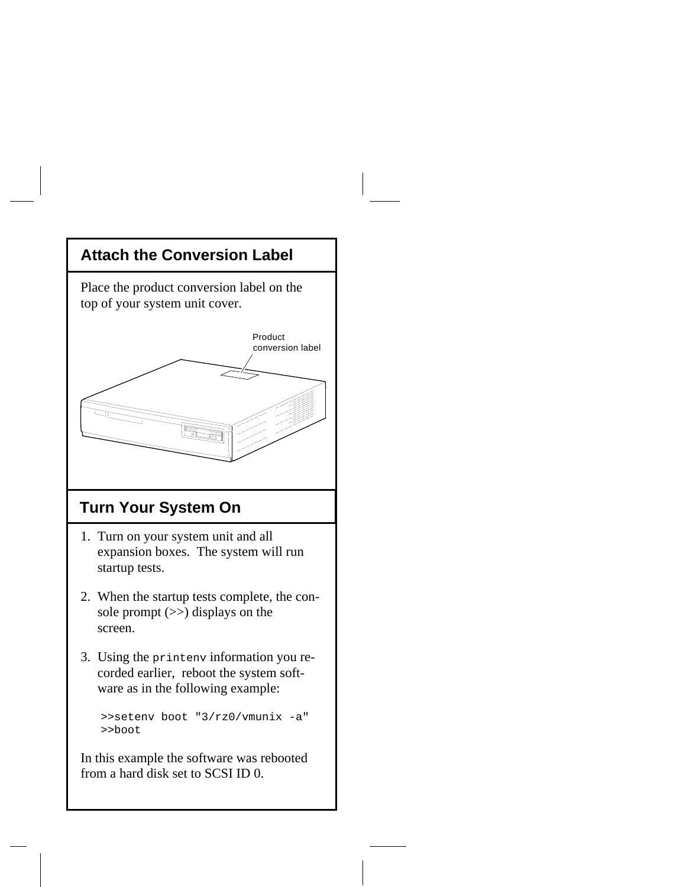## Attach the Conversion Label

Place the product conversion label on the top of your system unit cover.

Product conversion label

## Turn Your System On

1. Turn on your system unit and all expansion boxes. The system will run startup tests.

2. When the startup tests complete, the console prompt (>>) displays on the screen.

3. Using the `printenv` information you recorded earlier, reboot the system software as in the following example:

```
>>setenv boot "3/rz0/vmunix -a"
>>boot
```

In this example the software was rebooted from a hard disk set to SCSI ID 0.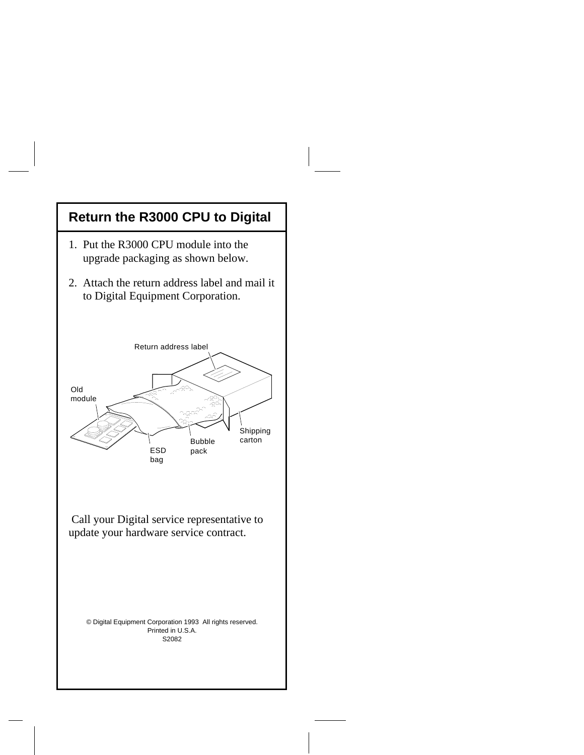## Return the R3000 CPU to Digital

1. Put the R3000 CPU module into the upgrade packaging as shown below.
2. Attach the return address label and mail it to Digital Equipment Corporation.

Return address label

Old module

Shipping carton

Bubble pack

ESD bag

Call your Digital service representative to update your hardware service contract.

© Digital Equipment Corporation 1993 All rights reserved.
Printed in U.S.A.
S2082